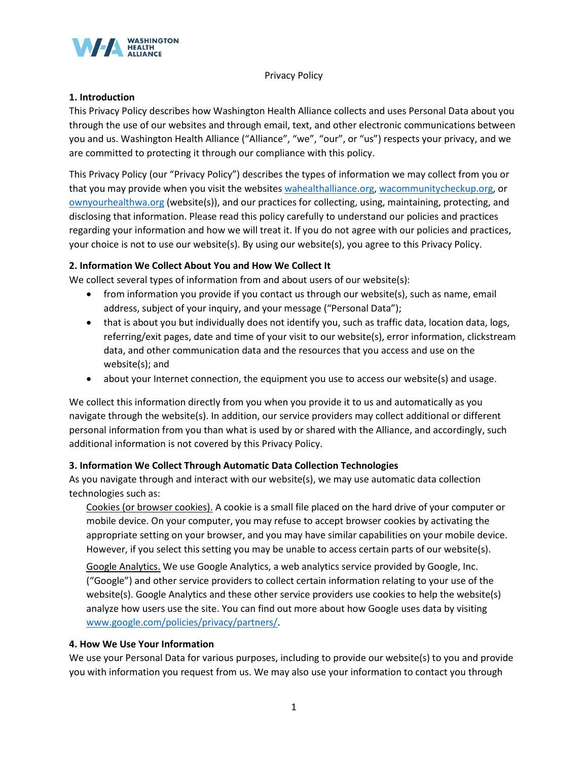Privacy Policy

## 1. Introduction

This Privacy Policy describes how Washington Health Alliance collects and uses Personal Data about you through the use of our websites and through email, text, and other electronic communications between you and us. Washington Health Alliance ("Alliance", "we", "our", or "us") respects your privacy, and we are committed to protecting it through our compliance with this policy.

This Privacy Policy (our "Privacy Policy") describes the types of information we may collect from you or that you may provide when you visit the websites wahealthalliance.org, wacommunitycheckup.org, or ownyourhealthwa.org (website(s)), and our practices for collecting, using, maintaining, protecting, and disclosing that information. Please read this policy carefully to understand our policies and practices regarding your information and how we will treat it. If you do not agree with our policies and practices, your choice is not to use our website(s). By using our website(s), you agree to this Privacy Policy.

## 2. Information We Collect About You and How We Collect It

We collect several types of information from and about users of our website(s):

- from information you provide if you contact us through our website(s), such as name, email address, subject of your inquiry, and your message ("Personal Data");
- that is about you but individually does not identify you, such as traffic data, location data, logs, referring/exit pages, date and time of your visit to our website(s), error information, clickstream data, and other communication data and the resources that you access and use on the website(s); and
- about your Internet connection, the equipment you use to access our website(s) and usage.

We collect this information directly from you when you provide it to us and automatically as you navigate through the website(s). In addition, our service providers may collect additional or different personal information from you than what is used by or shared with the Alliance, and accordingly, such additional information is not covered by this Privacy Policy.

## 3. Information We Collect Through Automatic Data Collection Technologies

As you navigate through and interact with our website(s), we may use automatic data collection technologies such as:

Cookies (or browser cookies). A cookie is a small file placed on the hard drive of your computer or mobile device. On your computer, you may refuse to accept browser cookies by activating the appropriate setting on your browser, and you may have similar capabilities on your mobile device. However, if you select this setting you may be unable to access certain parts of our website(s).

Google Analytics. We use Google Analytics, a web analytics service provided by Google, Inc. ("Google") and other service providers to collect certain information relating to your use of the website(s). Google Analytics and these other service providers use cookies to help the website(s) analyze how users use the site. You can find out more about how Google uses data by visiting www.google.com/policies/privacy/partners/.

## 4. How We Use Your Information

We use your Personal Data for various purposes, including to provide our website(s) to you and provide you with information you request from us. We may also use your information to contact you through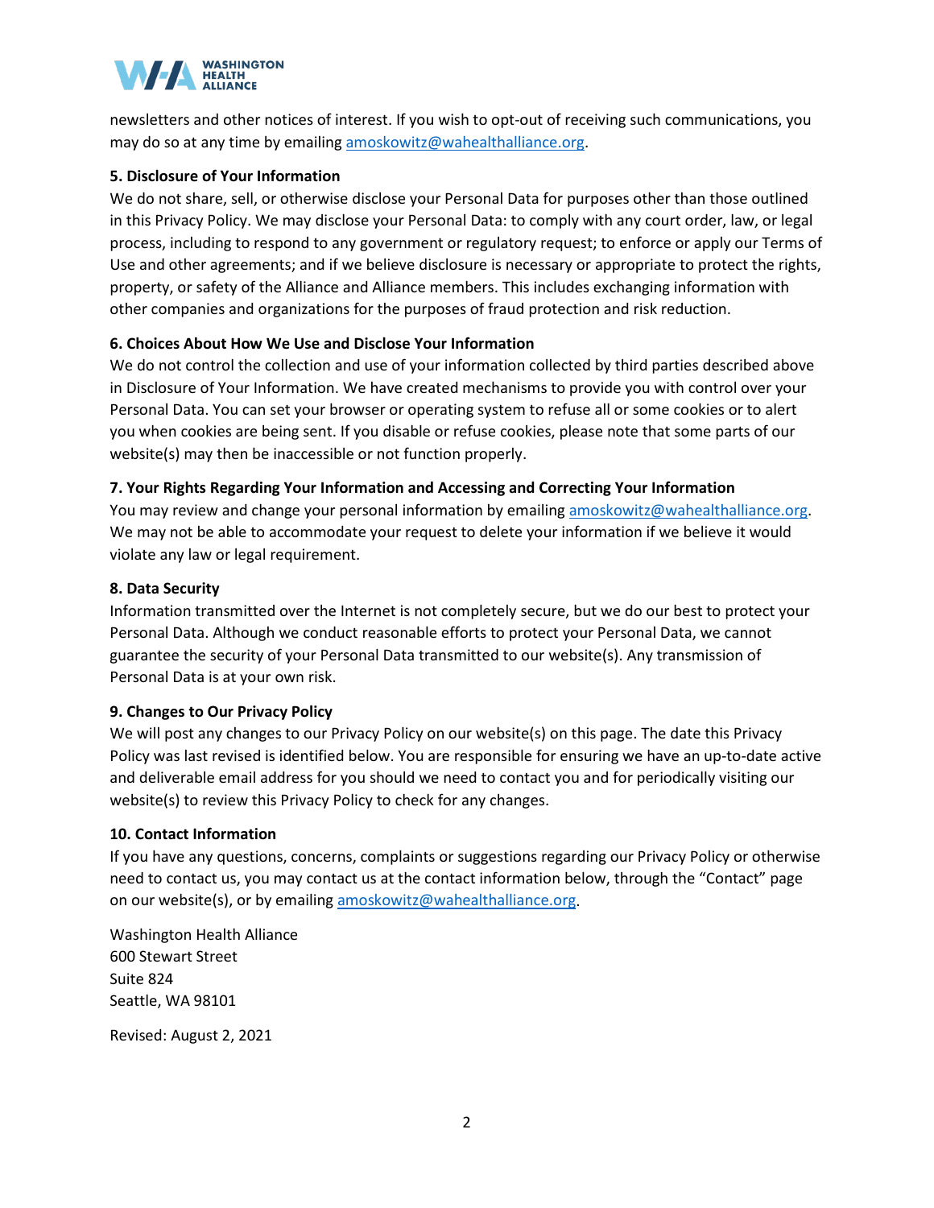newsletters and other notices of interest. If you wish to opt-out of receiving such communications, you may do so at any time by emailing amoskowitz@wahealthalliance.org.

**5. Disclosure of Your Information**

We do not share, sell, or otherwise disclose your Personal Data for purposes other than those outlined in this Privacy Policy. We may disclose your Personal Data: to comply with any court order, law, or legal process, including to respond to any government or regulatory request; to enforce or apply our Terms of Use and other agreements; and if we believe disclosure is necessary or appropriate to protect the rights, property, or safety of the Alliance and Alliance members. This includes exchanging information with other companies and organizations for the purposes of fraud protection and risk reduction.

**6. Choices About How We Use and Disclose Your Information**

We do not control the collection and use of your information collected by third parties described above in Disclosure of Your Information. We have created mechanisms to provide you with control over your Personal Data. You can set your browser or operating system to refuse all or some cookies or to alert you when cookies are being sent. If you disable or refuse cookies, please note that some parts of our website(s) may then be inaccessible or not function properly.

**7. Your Rights Regarding Your Information and Accessing and Correcting Your Information**

You may review and change your personal information by emailing amoskowitz@wahealthalliance.org. We may not be able to accommodate your request to delete your information if we believe it would violate any law or legal requirement.

**8. Data Security**

Information transmitted over the Internet is not completely secure, but we do our best to protect your Personal Data. Although we conduct reasonable efforts to protect your Personal Data, we cannot guarantee the security of your Personal Data transmitted to our website(s). Any transmission of Personal Data is at your own risk.

**9. Changes to Our Privacy Policy**

We will post any changes to our Privacy Policy on our website(s) on this page. The date this Privacy Policy was last revised is identified below. You are responsible for ensuring we have an up-to-date active and deliverable email address for you should we need to contact you and for periodically visiting our website(s) to review this Privacy Policy to check for any changes.

**10. Contact Information**

If you have any questions, concerns, complaints or suggestions regarding our Privacy Policy or otherwise need to contact us, you may contact us at the contact information below, through the "Contact" page on our website(s), or by emailing amoskowitz@wahealthalliance.org.

Washington Health Alliance  
600 Stewart Street  
Suite 824  
Seattle, WA 98101

Revised: August 2, 2021